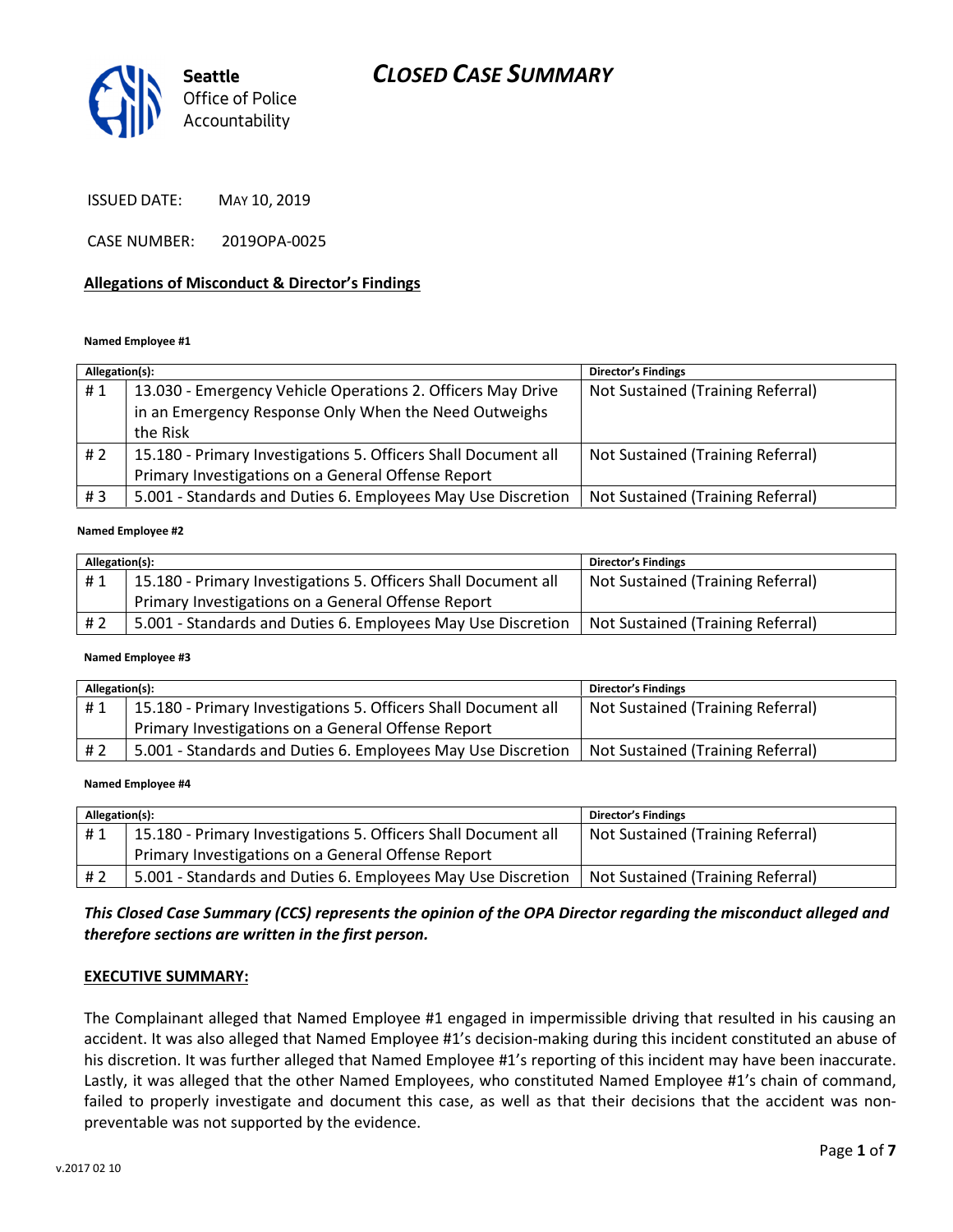Seattle Office of Police Accountability

# CLOSED CASE SUMMARY

ISSUED DATE: MAY 10, 2019

CASE NUMBER: 2019OPA-0025

## Allegations of Misconduct & Director's Findings

**Named Employee #1**

| Allegation(s): | | Director's Findings |
|---|---|---|
| # 1 | 13.030 - Emergency Vehicle Operations 2. Officers May Drive in an Emergency Response Only When the Need Outweighs the Risk | Not Sustained (Training Referral) |
| # 2 | 15.180 - Primary Investigations 5. Officers Shall Document all Primary Investigations on a General Offense Report | Not Sustained (Training Referral) |
| # 3 | 5.001 - Standards and Duties 6. Employees May Use Discretion | Not Sustained (Training Referral) |

**Named Employee #2**

| Allegation(s): | | Director's Findings |
|---|---|---|
| # 1 | 15.180 - Primary Investigations 5. Officers Shall Document all Primary Investigations on a General Offense Report | Not Sustained (Training Referral) |
| # 2 | 5.001 - Standards and Duties 6. Employees May Use Discretion | Not Sustained (Training Referral) |

**Named Employee #3**

| Allegation(s): | | Director's Findings |
|---|---|---|
| # 1 | 15.180 - Primary Investigations 5. Officers Shall Document all Primary Investigations on a General Offense Report | Not Sustained (Training Referral) |
| # 2 | 5.001 - Standards and Duties 6. Employees May Use Discretion | Not Sustained (Training Referral) |

**Named Employee #4**

| Allegation(s): | | Director's Findings |
|---|---|---|
| # 1 | 15.180 - Primary Investigations 5. Officers Shall Document all Primary Investigations on a General Offense Report | Not Sustained (Training Referral) |
| # 2 | 5.001 - Standards and Duties 6. Employees May Use Discretion | Not Sustained (Training Referral) |

***This Closed Case Summary (CCS) represents the opinion of the OPA Director regarding the misconduct alleged and therefore sections are written in the first person.***

## EXECUTIVE SUMMARY:

The Complainant alleged that Named Employee #1 engaged in impermissible driving that resulted in his causing an accident. It was also alleged that Named Employee #1's decision-making during this incident constituted an abuse of his discretion. It was further alleged that Named Employee #1's reporting of this incident may have been inaccurate. Lastly, it was alleged that the other Named Employees, who constituted Named Employee #1's chain of command, failed to properly investigate and document this case, as well as that their decisions that the accident was non-preventable was not supported by the evidence.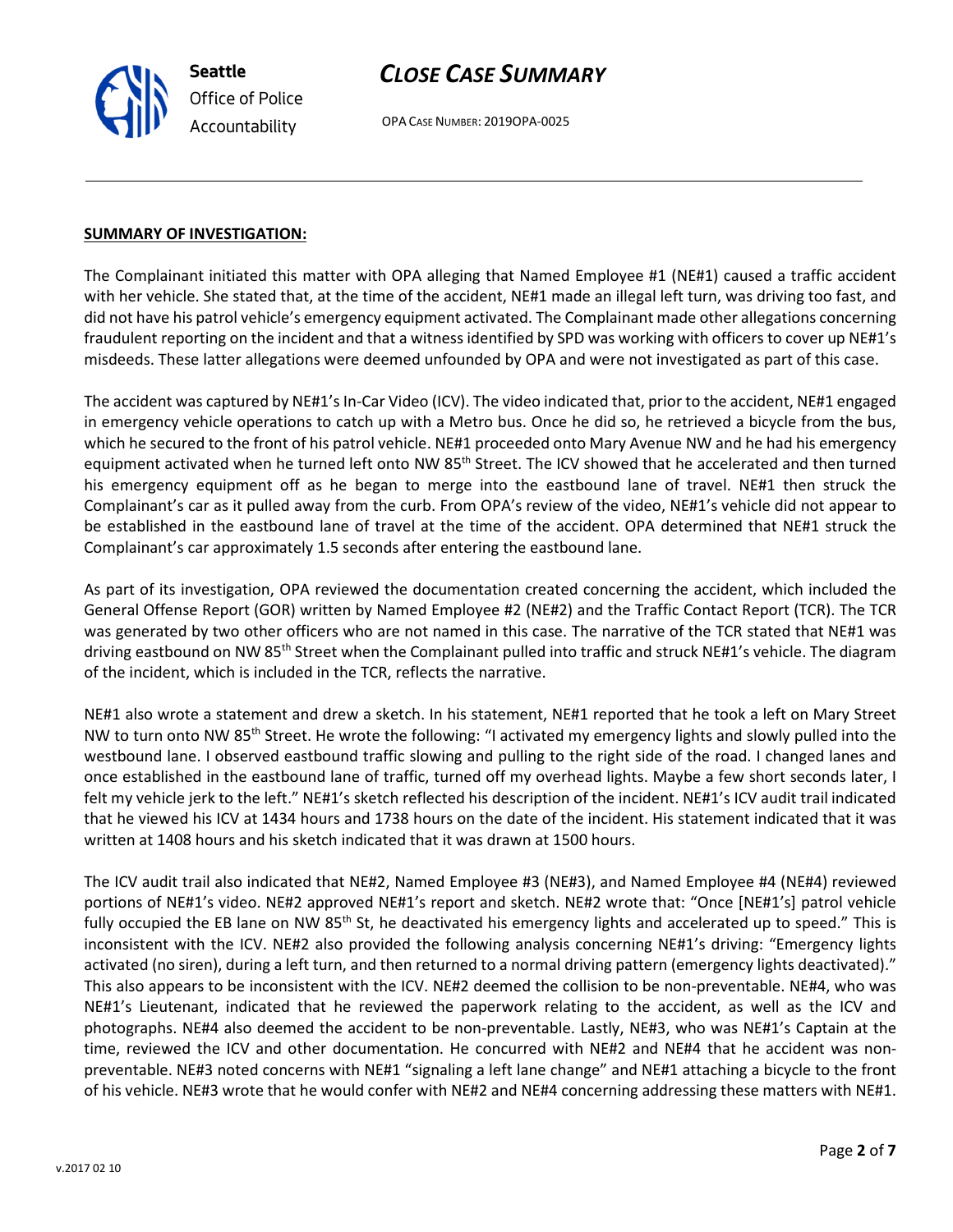**SUMMARY OF INVESTIGATION:**

The Complainant initiated this matter with OPA alleging that Named Employee #1 (NE#1) caused a traffic accident with her vehicle. She stated that, at the time of the accident, NE#1 made an illegal left turn, was driving too fast, and did not have his patrol vehicle's emergency equipment activated. The Complainant made other allegations concerning fraudulent reporting on the incident and that a witness identified by SPD was working with officers to cover up NE#1's misdeeds. These latter allegations were deemed unfounded by OPA and were not investigated as part of this case.

The accident was captured by NE#1's In-Car Video (ICV). The video indicated that, prior to the accident, NE#1 engaged in emergency vehicle operations to catch up with a Metro bus. Once he did so, he retrieved a bicycle from the bus, which he secured to the front of his patrol vehicle. NE#1 proceeded onto Mary Avenue NW and he had his emergency equipment activated when he turned left onto NW 85th Street. The ICV showed that he accelerated and then turned his emergency equipment off as he began to merge into the eastbound lane of travel. NE#1 then struck the Complainant's car as it pulled away from the curb. From OPA's review of the video, NE#1's vehicle did not appear to be established in the eastbound lane of travel at the time of the accident. OPA determined that NE#1 struck the Complainant's car approximately 1.5 seconds after entering the eastbound lane.

As part of its investigation, OPA reviewed the documentation created concerning the accident, which included the General Offense Report (GOR) written by Named Employee #2 (NE#2) and the Traffic Contact Report (TCR). The TCR was generated by two other officers who are not named in this case. The narrative of the TCR stated that NE#1 was driving eastbound on NW 85th Street when the Complainant pulled into traffic and struck NE#1's vehicle. The diagram of the incident, which is included in the TCR, reflects the narrative.

NE#1 also wrote a statement and drew a sketch. In his statement, NE#1 reported that he took a left on Mary Street NW to turn onto NW 85th Street. He wrote the following: "I activated my emergency lights and slowly pulled into the westbound lane. I observed eastbound traffic slowing and pulling to the right side of the road. I changed lanes and once established in the eastbound lane of traffic, turned off my overhead lights. Maybe a few short seconds later, I felt my vehicle jerk to the left." NE#1's sketch reflected his description of the incident. NE#1's ICV audit trail indicated that he viewed his ICV at 1434 hours and 1738 hours on the date of the incident. His statement indicated that it was written at 1408 hours and his sketch indicated that it was drawn at 1500 hours.

The ICV audit trail also indicated that NE#2, Named Employee #3 (NE#3), and Named Employee #4 (NE#4) reviewed portions of NE#1's video. NE#2 approved NE#1's report and sketch. NE#2 wrote that: "Once [NE#1's] patrol vehicle fully occupied the EB lane on NW 85th St, he deactivated his emergency lights and accelerated up to speed." This is inconsistent with the ICV. NE#2 also provided the following analysis concerning NE#1's driving: "Emergency lights activated (no siren), during a left turn, and then returned to a normal driving pattern (emergency lights deactivated)." This also appears to be inconsistent with the ICV. NE#2 deemed the collision to be non-preventable. NE#4, who was NE#1's Lieutenant, indicated that he reviewed the paperwork relating to the accident, as well as the ICV and photographs. NE#4 also deemed the accident to be non-preventable. Lastly, NE#3, who was NE#1's Captain at the time, reviewed the ICV and other documentation. He concurred with NE#2 and NE#4 that he accident was non-preventable. NE#3 noted concerns with NE#1 "signaling a left lane change" and NE#1 attaching a bicycle to the front of his vehicle. NE#3 wrote that he would confer with NE#2 and NE#4 concerning addressing these matters with NE#1.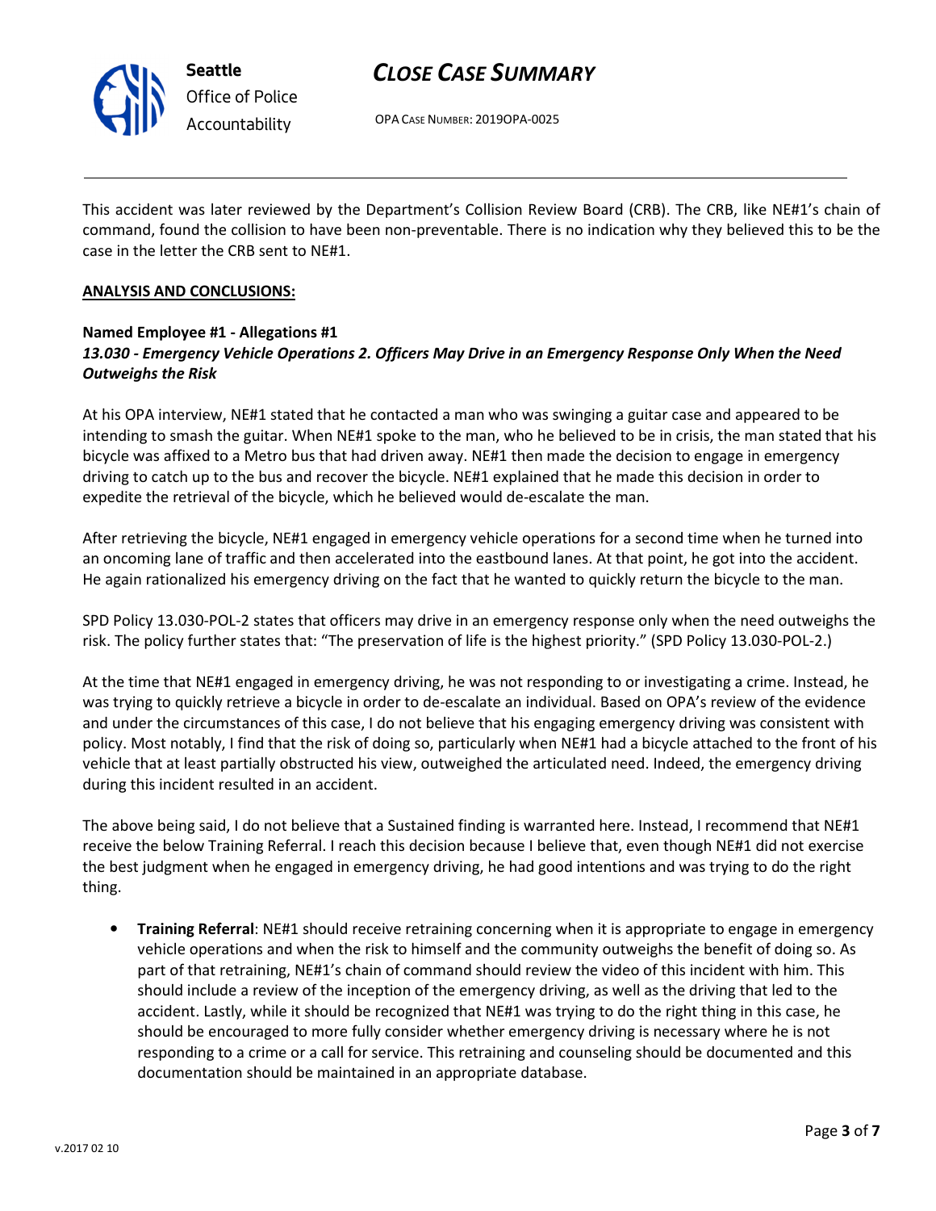This accident was later reviewed by the Department's Collision Review Board (CRB). The CRB, like NE#1's chain of command, found the collision to have been non-preventable. There is no indication why they believed this to be the case in the letter the CRB sent to NE#1.

**ANALYSIS AND CONCLUSIONS:**

**Named Employee #1 - Allegations #1**
***13.030 - Emergency Vehicle Operations 2. Officers May Drive in an Emergency Response Only When the Need Outweighs the Risk***

At his OPA interview, NE#1 stated that he contacted a man who was swinging a guitar case and appeared to be intending to smash the guitar. When NE#1 spoke to the man, who he believed to be in crisis, the man stated that his bicycle was affixed to a Metro bus that had driven away. NE#1 then made the decision to engage in emergency driving to catch up to the bus and recover the bicycle. NE#1 explained that he made this decision in order to expedite the retrieval of the bicycle, which he believed would de-escalate the man.

After retrieving the bicycle, NE#1 engaged in emergency vehicle operations for a second time when he turned into an oncoming lane of traffic and then accelerated into the eastbound lanes. At that point, he got into the accident. He again rationalized his emergency driving on the fact that he wanted to quickly return the bicycle to the man.

SPD Policy 13.030-POL-2 states that officers may drive in an emergency response only when the need outweighs the risk. The policy further states that: "The preservation of life is the highest priority." (SPD Policy 13.030-POL-2.)

At the time that NE#1 engaged in emergency driving, he was not responding to or investigating a crime. Instead, he was trying to quickly retrieve a bicycle in order to de-escalate an individual. Based on OPA's review of the evidence and under the circumstances of this case, I do not believe that his engaging emergency driving was consistent with policy. Most notably, I find that the risk of doing so, particularly when NE#1 had a bicycle attached to the front of his vehicle that at least partially obstructed his view, outweighed the articulated need. Indeed, the emergency driving during this incident resulted in an accident.

The above being said, I do not believe that a Sustained finding is warranted here. Instead, I recommend that NE#1 receive the below Training Referral. I reach this decision because I believe that, even though NE#1 did not exercise the best judgment when he engaged in emergency driving, he had good intentions and was trying to do the right thing.

- **Training Referral**: NE#1 should receive retraining concerning when it is appropriate to engage in emergency vehicle operations and when the risk to himself and the community outweighs the benefit of doing so. As part of that retraining, NE#1's chain of command should review the video of this incident with him. This should include a review of the inception of the emergency driving, as well as the driving that led to the accident. Lastly, while it should be recognized that NE#1 was trying to do the right thing in this case, he should be encouraged to more fully consider whether emergency driving is necessary where he is not responding to a crime or a call for service. This retraining and counseling should be documented and this documentation should be maintained in an appropriate database.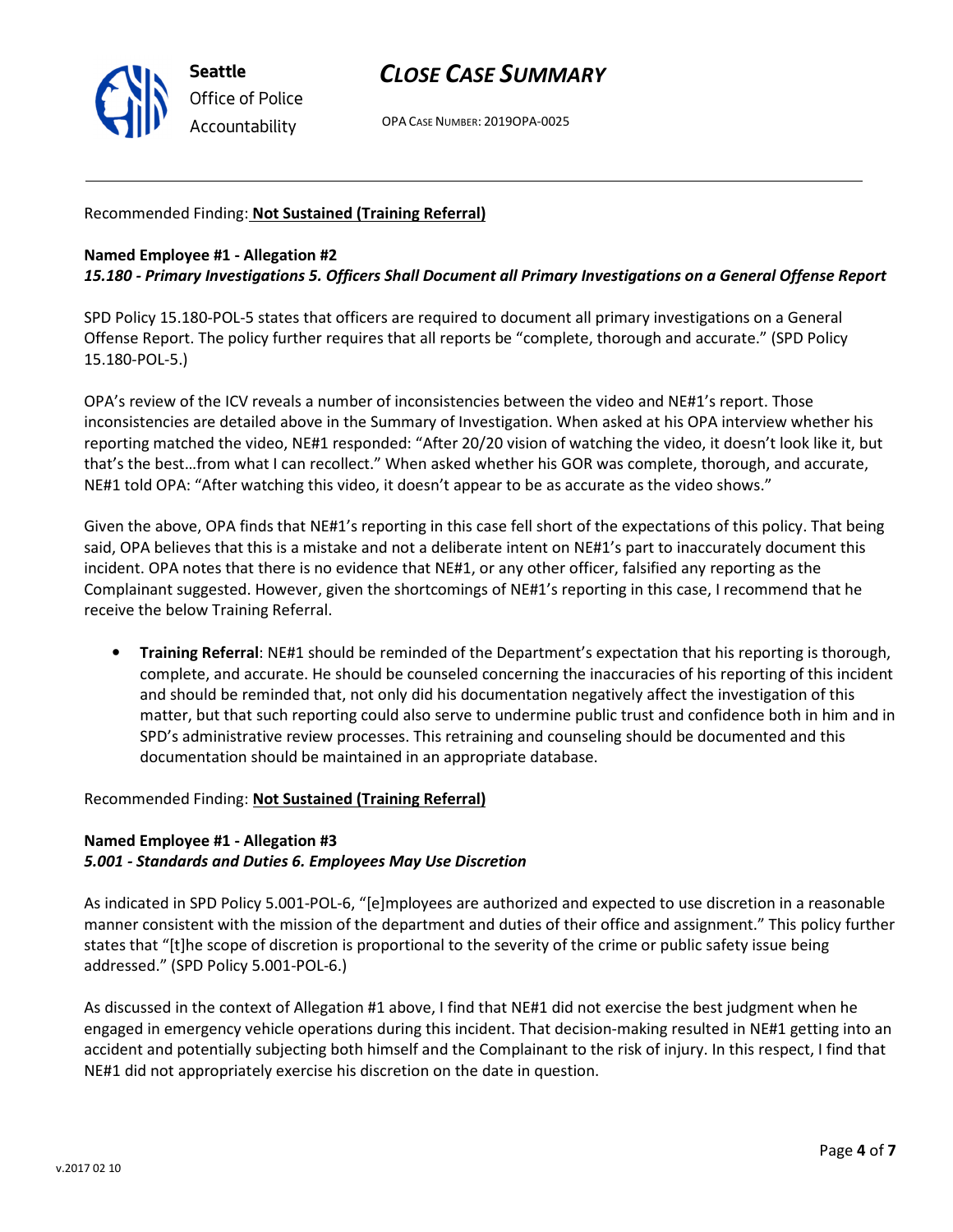Recommended Finding: **Not Sustained (Training Referral)**

**Named Employee #1 - Allegation #2**
***15.180 - Primary Investigations 5. Officers Shall Document all Primary Investigations on a General Offense Report***

SPD Policy 15.180-POL-5 states that officers are required to document all primary investigations on a General Offense Report. The policy further requires that all reports be "complete, thorough and accurate." (SPD Policy 15.180-POL-5.)

OPA's review of the ICV reveals a number of inconsistencies between the video and NE#1's report. Those inconsistencies are detailed above in the Summary of Investigation. When asked at his OPA interview whether his reporting matched the video, NE#1 responded: "After 20/20 vision of watching the video, it doesn't look like it, but that's the best…from what I can recollect." When asked whether his GOR was complete, thorough, and accurate, NE#1 told OPA: "After watching this video, it doesn't appear to be as accurate as the video shows."

Given the above, OPA finds that NE#1's reporting in this case fell short of the expectations of this policy. That being said, OPA believes that this is a mistake and not a deliberate intent on NE#1's part to inaccurately document this incident. OPA notes that there is no evidence that NE#1, or any other officer, falsified any reporting as the Complainant suggested. However, given the shortcomings of NE#1's reporting in this case, I recommend that he receive the below Training Referral.

- **Training Referral**: NE#1 should be reminded of the Department's expectation that his reporting is thorough, complete, and accurate. He should be counseled concerning the inaccuracies of his reporting of this incident and should be reminded that, not only did his documentation negatively affect the investigation of this matter, but that such reporting could also serve to undermine public trust and confidence both in him and in SPD's administrative review processes. This retraining and counseling should be documented and this documentation should be maintained in an appropriate database.

Recommended Finding: **Not Sustained (Training Referral)**

**Named Employee #1 - Allegation #3**
***5.001 - Standards and Duties 6. Employees May Use Discretion***

As indicated in SPD Policy 5.001-POL-6, "[e]mployees are authorized and expected to use discretion in a reasonable manner consistent with the mission of the department and duties of their office and assignment." This policy further states that "[t]he scope of discretion is proportional to the severity of the crime or public safety issue being addressed." (SPD Policy 5.001-POL-6.)

As discussed in the context of Allegation #1 above, I find that NE#1 did not exercise the best judgment when he engaged in emergency vehicle operations during this incident. That decision-making resulted in NE#1 getting into an accident and potentially subjecting both himself and the Complainant to the risk of injury. In this respect, I find that NE#1 did not appropriately exercise his discretion on the date in question.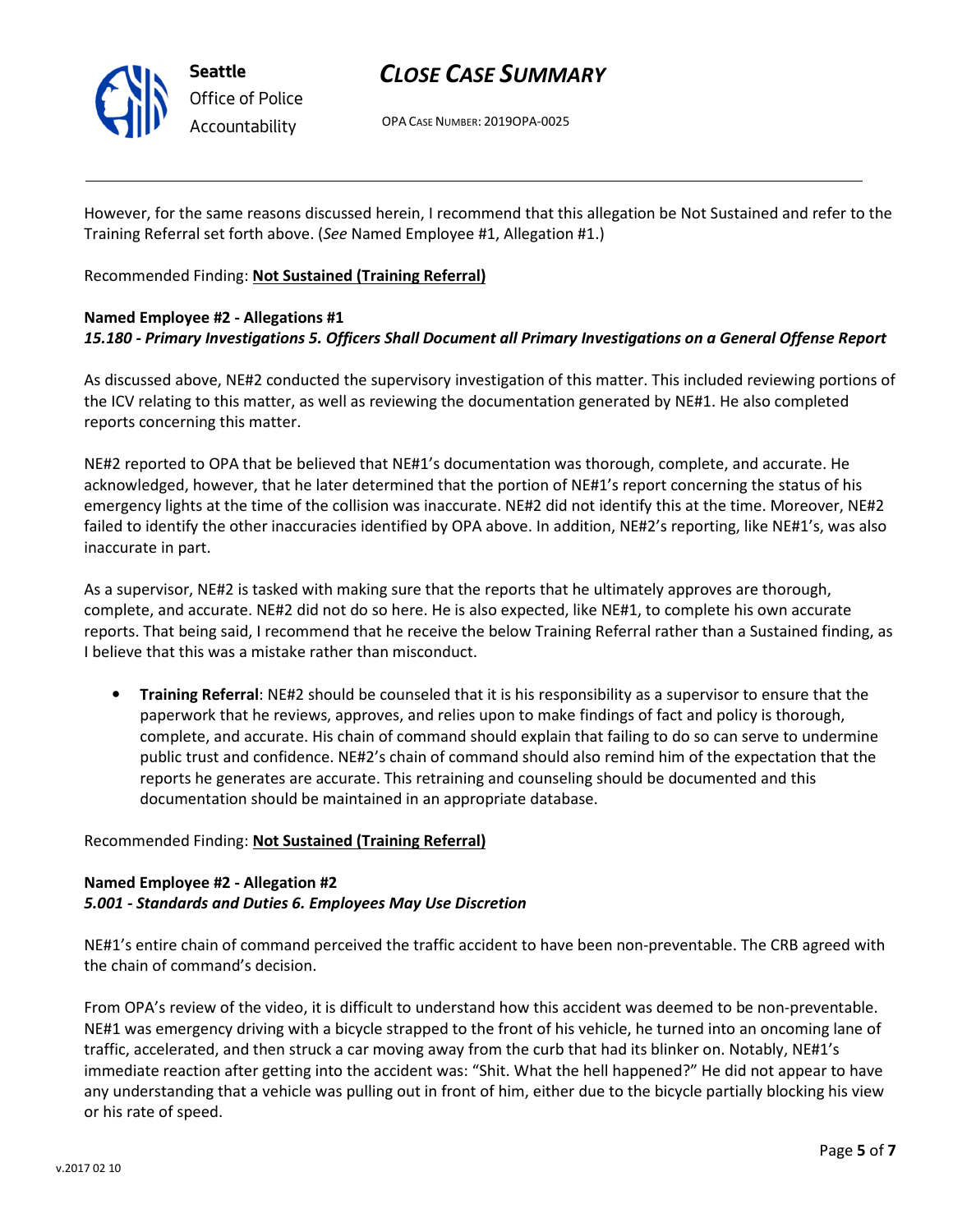However, for the same reasons discussed herein, I recommend that this allegation be Not Sustained and refer to the Training Referral set forth above. (*See* Named Employee #1, Allegation #1.)

Recommended Finding: **Not Sustained (Training Referral)**

**Named Employee #2 - Allegations #1**
***15.180 - Primary Investigations 5. Officers Shall Document all Primary Investigations on a General Offense Report***

As discussed above, NE#2 conducted the supervisory investigation of this matter. This included reviewing portions of the ICV relating to this matter, as well as reviewing the documentation generated by NE#1. He also completed reports concerning this matter.

NE#2 reported to OPA that be believed that NE#1's documentation was thorough, complete, and accurate. He acknowledged, however, that he later determined that the portion of NE#1's report concerning the status of his emergency lights at the time of the collision was inaccurate. NE#2 did not identify this at the time. Moreover, NE#2 failed to identify the other inaccuracies identified by OPA above. In addition, NE#2's reporting, like NE#1's, was also inaccurate in part.

As a supervisor, NE#2 is tasked with making sure that the reports that he ultimately approves are thorough, complete, and accurate. NE#2 did not do so here. He is also expected, like NE#1, to complete his own accurate reports. That being said, I recommend that he receive the below Training Referral rather than a Sustained finding, as I believe that this was a mistake rather than misconduct.

- **Training Referral**: NE#2 should be counseled that it is his responsibility as a supervisor to ensure that the paperwork that he reviews, approves, and relies upon to make findings of fact and policy is thorough, complete, and accurate. His chain of command should explain that failing to do so can serve to undermine public trust and confidence. NE#2's chain of command should also remind him of the expectation that the reports he generates are accurate. This retraining and counseling should be documented and this documentation should be maintained in an appropriate database.

Recommended Finding: **Not Sustained (Training Referral)**

**Named Employee #2 - Allegation #2**
***5.001 - Standards and Duties 6. Employees May Use Discretion***

NE#1's entire chain of command perceived the traffic accident to have been non-preventable. The CRB agreed with the chain of command's decision.

From OPA's review of the video, it is difficult to understand how this accident was deemed to be non-preventable. NE#1 was emergency driving with a bicycle strapped to the front of his vehicle, he turned into an oncoming lane of traffic, accelerated, and then struck a car moving away from the curb that had its blinker on. Notably, NE#1's immediate reaction after getting into the accident was: "Shit. What the hell happened?" He did not appear to have any understanding that a vehicle was pulling out in front of him, either due to the bicycle partially blocking his view or his rate of speed.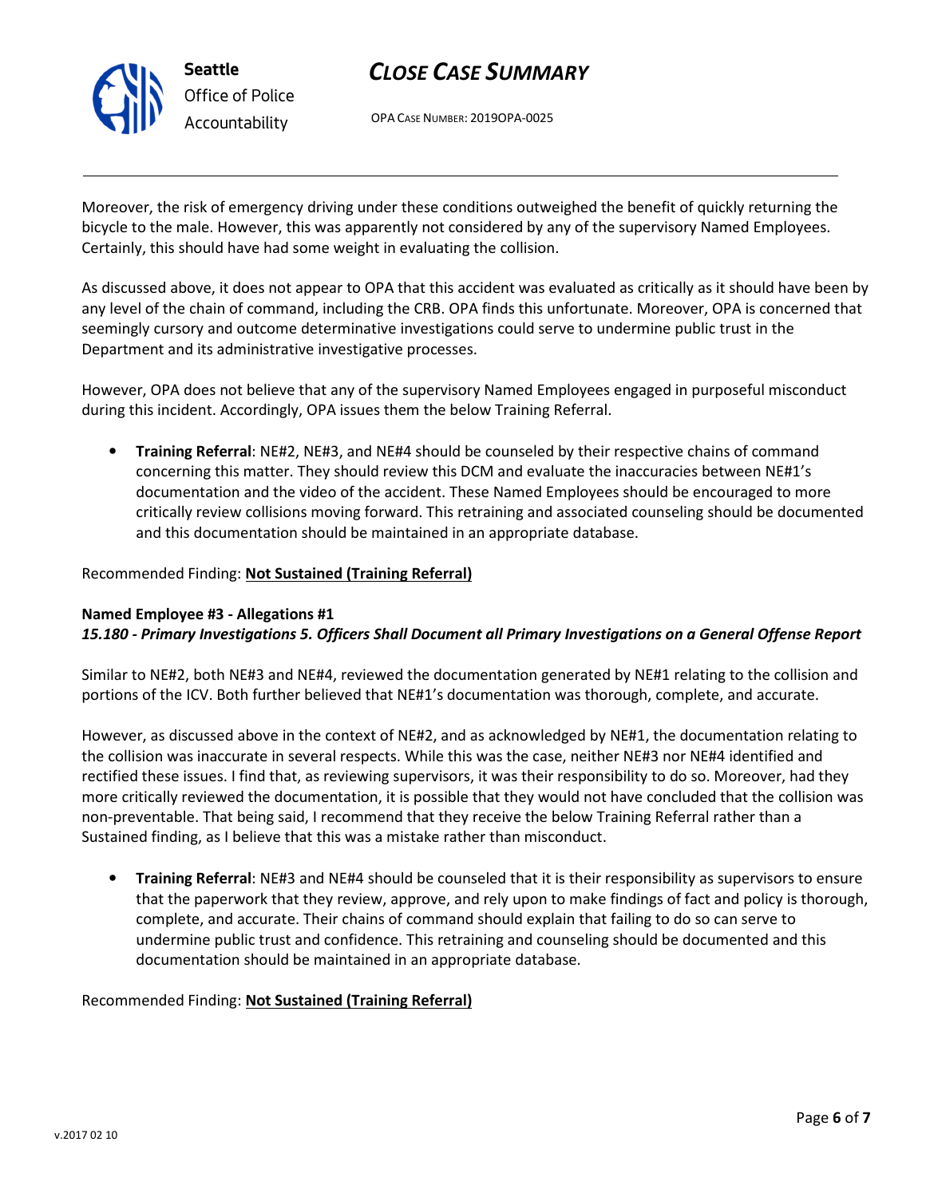Moreover, the risk of emergency driving under these conditions outweighed the benefit of quickly returning the bicycle to the male. However, this was apparently not considered by any of the supervisory Named Employees. Certainly, this should have had some weight in evaluating the collision.

As discussed above, it does not appear to OPA that this accident was evaluated as critically as it should have been by any level of the chain of command, including the CRB. OPA finds this unfortunate. Moreover, OPA is concerned that seemingly cursory and outcome determinative investigations could serve to undermine public trust in the Department and its administrative investigative processes.

However, OPA does not believe that any of the supervisory Named Employees engaged in purposeful misconduct during this incident. Accordingly, OPA issues them the below Training Referral.

- **Training Referral**: NE#2, NE#3, and NE#4 should be counseled by their respective chains of command concerning this matter. They should review this DCM and evaluate the inaccuracies between NE#1's documentation and the video of the accident. These Named Employees should be encouraged to more critically review collisions moving forward. This retraining and associated counseling should be documented and this documentation should be maintained in an appropriate database.

Recommended Finding: **Not Sustained (Training Referral)**

**Named Employee #3 - Allegations #1**
***15.180 - Primary Investigations 5. Officers Shall Document all Primary Investigations on a General Offense Report***

Similar to NE#2, both NE#3 and NE#4, reviewed the documentation generated by NE#1 relating to the collision and portions of the ICV. Both further believed that NE#1's documentation was thorough, complete, and accurate.

However, as discussed above in the context of NE#2, and as acknowledged by NE#1, the documentation relating to the collision was inaccurate in several respects. While this was the case, neither NE#3 nor NE#4 identified and rectified these issues. I find that, as reviewing supervisors, it was their responsibility to do so. Moreover, had they more critically reviewed the documentation, it is possible that they would not have concluded that the collision was non-preventable. That being said, I recommend that they receive the below Training Referral rather than a Sustained finding, as I believe that this was a mistake rather than misconduct.

- **Training Referral**: NE#3 and NE#4 should be counseled that it is their responsibility as supervisors to ensure that the paperwork that they review, approve, and rely upon to make findings of fact and policy is thorough, complete, and accurate. Their chains of command should explain that failing to do so can serve to undermine public trust and confidence. This retraining and counseling should be documented and this documentation should be maintained in an appropriate database.

Recommended Finding: **Not Sustained (Training Referral)**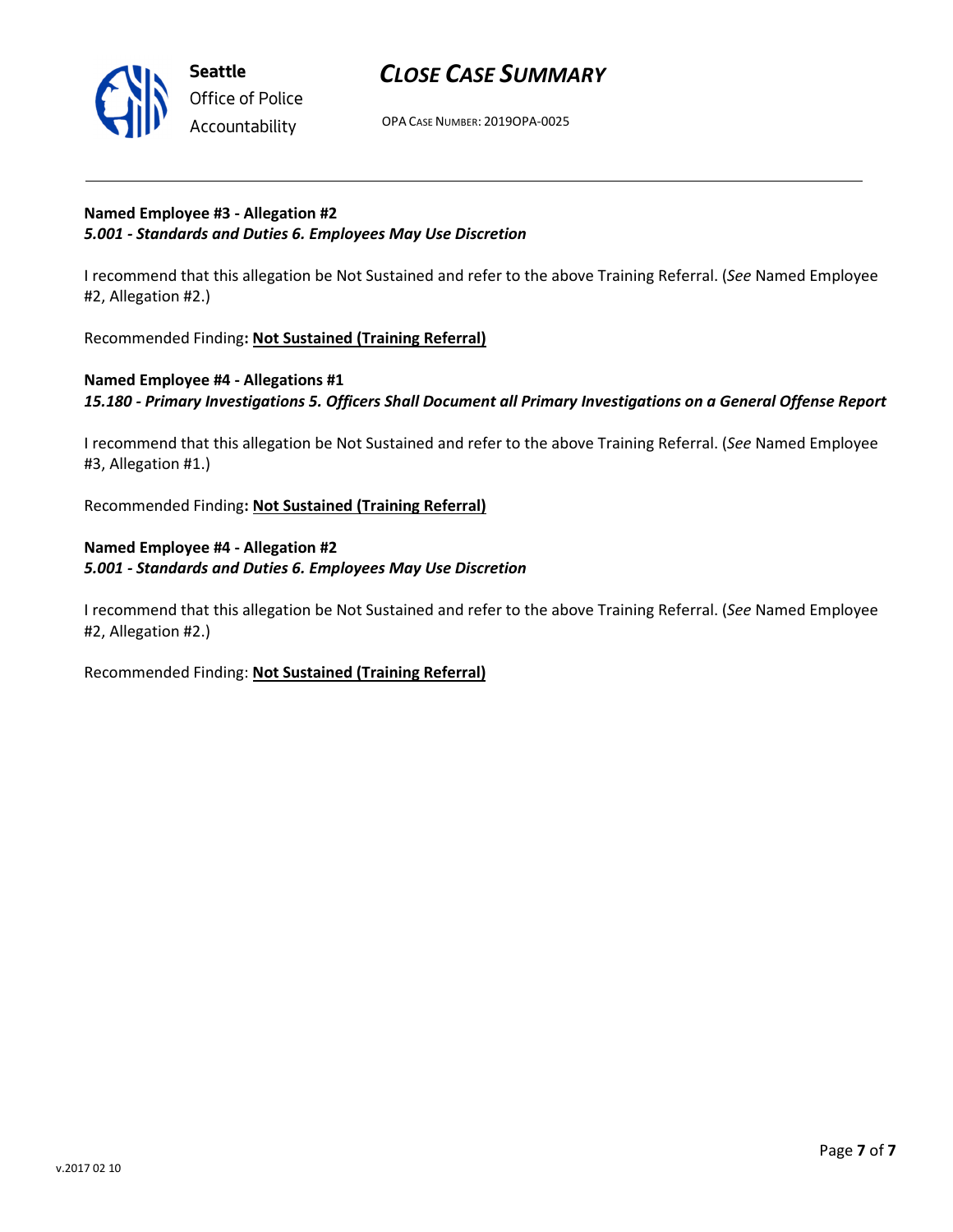**Named Employee #3 - Allegation #2**
***5.001 - Standards and Duties 6. Employees May Use Discretion***

I recommend that this allegation be Not Sustained and refer to the above Training Referral. (*See* Named Employee #2, Allegation #2.)

Recommended Finding**: Not Sustained (Training Referral)**

**Named Employee #4 - Allegations #1**
***15.180 - Primary Investigations 5. Officers Shall Document all Primary Investigations on a General Offense Report***

I recommend that this allegation be Not Sustained and refer to the above Training Referral. (*See* Named Employee #3, Allegation #1.)

Recommended Finding**: Not Sustained (Training Referral)**

**Named Employee #4 - Allegation #2**
***5.001 - Standards and Duties 6. Employees May Use Discretion***

I recommend that this allegation be Not Sustained and refer to the above Training Referral. (*See* Named Employee #2, Allegation #2.)

Recommended Finding: **Not Sustained (Training Referral)**